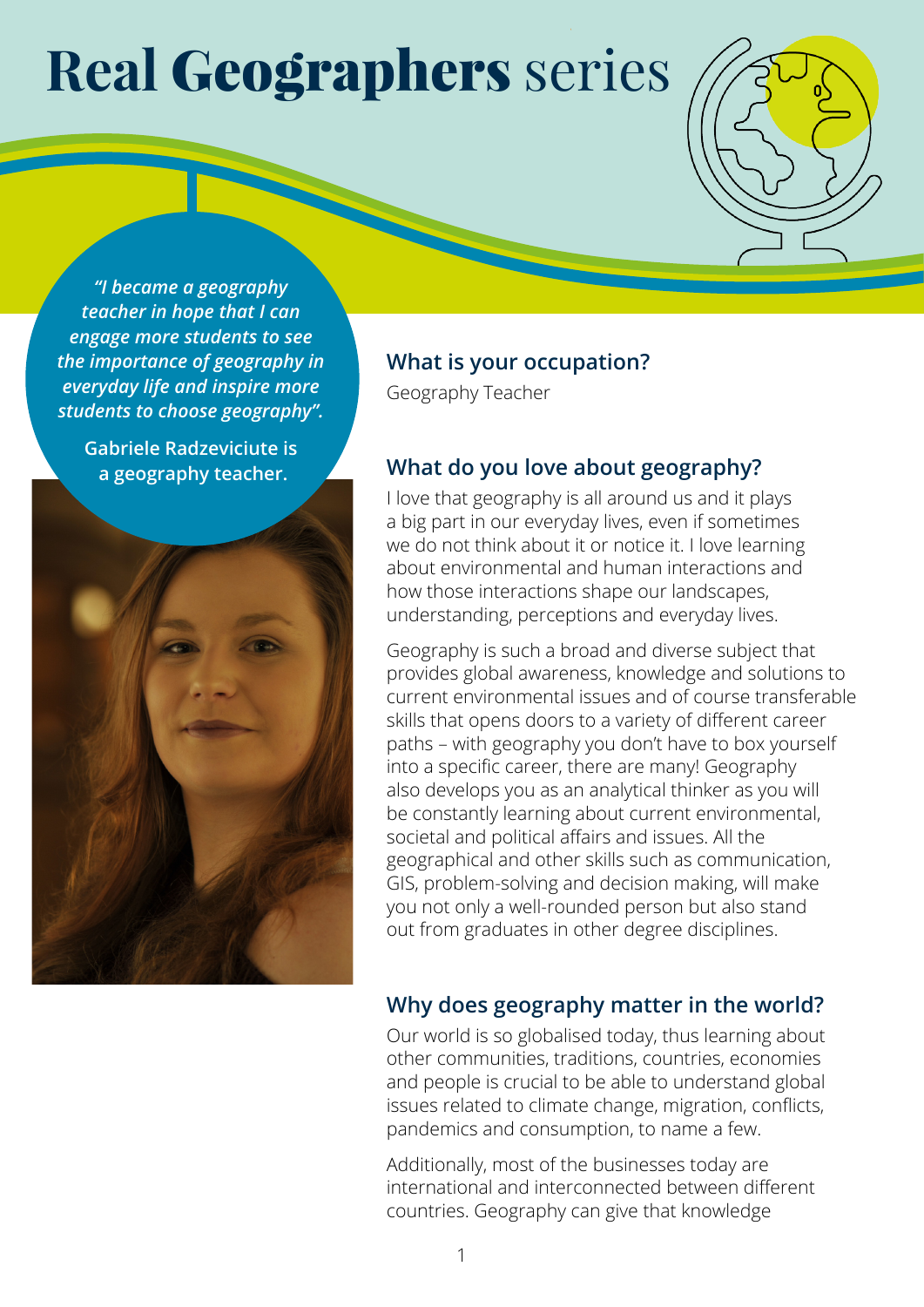# **Real Geographers** series

*"I became a geography teacher in hope that I can engage more students to see the importance of geography in everyday life and inspire more students to choose geography".*

**Gabriele Radzeviciute is a geography teacher.**

## What is your occupation?

Geography Teacher

## What do you love about geography?

I love that geography is all around us and it plays a big part in our everyday lives, even if sometimes we do not think about it or notice it. I love learning about environmental and human interactions and how those interactions shape our landscapes, understanding, perceptions and everyday lives.

Geography is such a broad and diverse subject that provides global awareness, knowledge and solutions to current environmental issues and of course transferable skills that opens doors to a variety of different career paths – with geography you don't have to box yourself into a specific career, there are many! Geography also develops you as an analytical thinker as you will be constantly learning about current environmental, societal and political affairs and issues. All the geographical and other skills such as communication, GIS, problem-solving and decision making, will make you not only a well-rounded person but also stand out from graduates in other degree disciplines.

## Why does geography matter in the world?

Our world is so globalised today, thus learning about other communities, traditions, countries, economies and people is crucial to be able to understand global issues related to climate change, migration, conflicts, pandemics and consumption, to name a few.

Additionally, most of the businesses today are international and interconnected between different countries. Geography can give that knowledge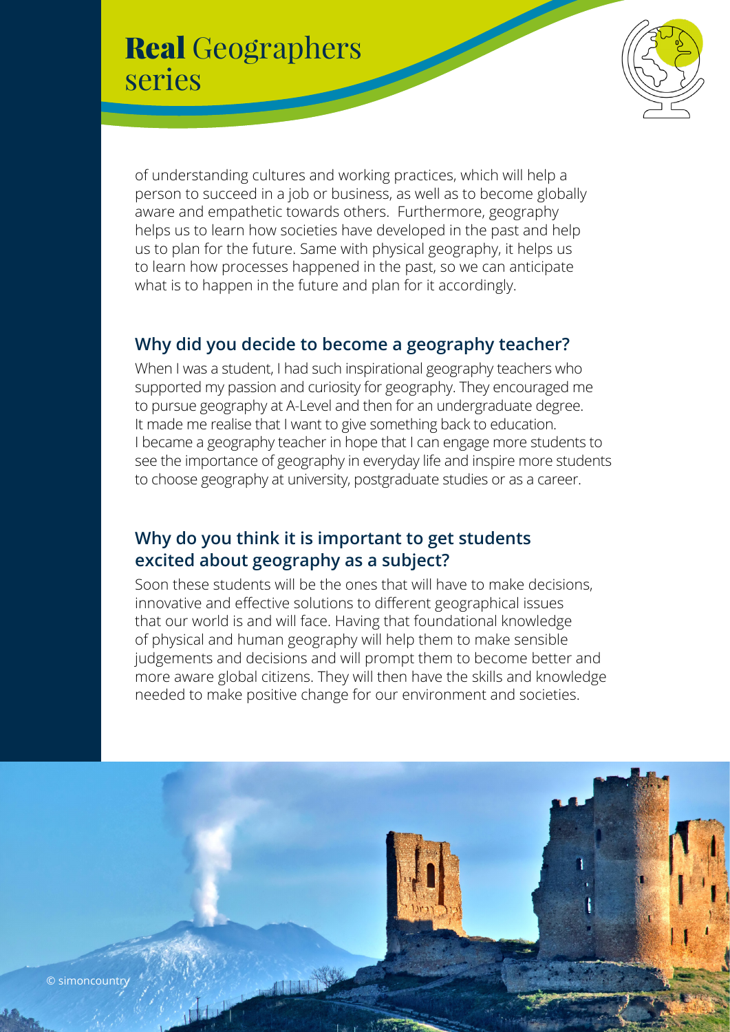of understanding cultures and working practices, which will help a person to succeed in a job or business, as well as to become globally aware and empathetic towards others. Furthermore, geography helps us to learn how societies have developed in the past and help us to plan for the future. Same with physical geography, it helps us to learn how processes happened in the past, so we can anticipate what is to happen in the future and plan for it accordingly.

### Why did you decide to become a geography teacher?

When I was a student, I had such inspirational geography teachers who supported my passion and curiosity for geography. They encouraged me to pursue geography at A-Level and then for an undergraduate degree. It made me realise that I want to give something back to education. I became a geography teacher in hope that I can engage more students to see the importance of geography in everyday life and inspire more students to choose geography at university, postgraduate studies or as a career.

### Why do you think it is important to get students excited about geography as a subject?

Soon these students will be the ones that will have to make decisions, innovative and effective solutions to different geographical issues that our world is and will face. Having that foundational knowledge of physical and human geography will help them to make sensible judgements and decisions and will prompt them to become better and more aware global citizens. They will then have the skills and knowledge needed to make positive change for our environment and societies.

© simoncountry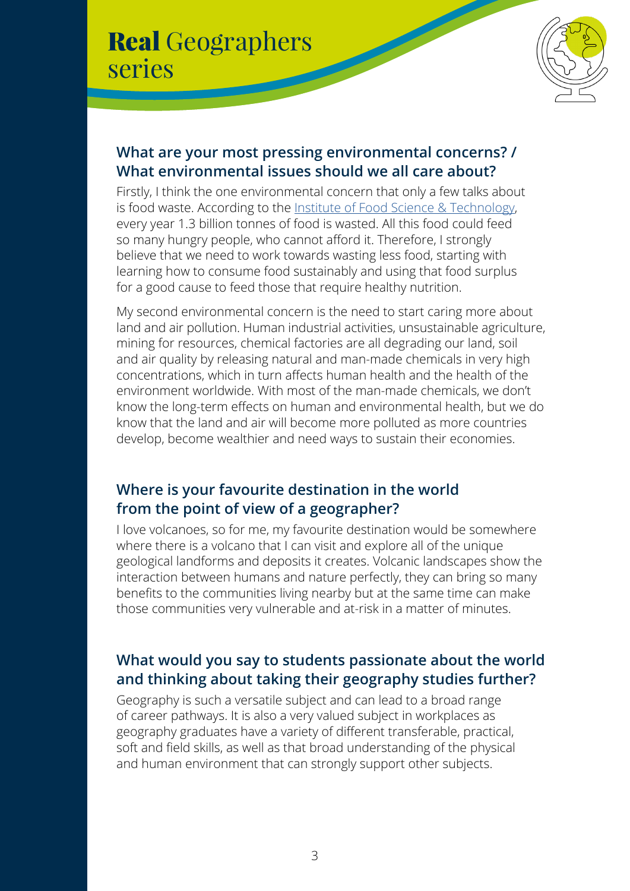## What are your most pressing environmental concerns? / What environmental issues should we all care about?

Firstly, I think the one environmental concern that only a few talks about is food waste. According to the Institute of Food Science & Technology, every year 1.3 billion tonnes of food is wasted. All this food could feed so many hungry people, who cannot afford it. Therefore, I strongly believe that we need to work towards wasting less food, starting with learning how to consume food sustainably and using that food surplus for a good cause to feed those that require healthy nutrition.

My second environmental concern is the need to start caring more about land and air pollution. Human industrial activities, unsustainable agriculture, mining for resources, chemical factories are all degrading our land, soil and air quality by releasing natural and man-made chemicals in very high concentrations, which in turn affects human health and the health of the environment worldwide. With most of the man-made chemicals, we don't know the long-term effects on human and environmental health, but we do know that the land and air will become more polluted as more countries develop, become wealthier and need ways to sustain their economies.

## Where is your favourite destination in the world from the point of view of a geographer?

I love volcanoes, so for me, my favourite destination would be somewhere where there is a volcano that I can visit and explore all of the unique geological landforms and deposits it creates. Volcanic landscapes show the interaction between humans and nature perfectly, they can bring so many benefits to the communities living nearby but at the same time can make those communities very vulnerable and at-risk in a matter of minutes.

## What would you say to students passionate about the world and thinking about taking their geography studies further?

Geography is such a versatile subject and can lead to a broad range of career pathways. It is also a very valued subject in workplaces as geography graduates have a variety of different transferable, practical, soft and field skills, as well as that broad understanding of the physical and human environment that can strongly support other subjects.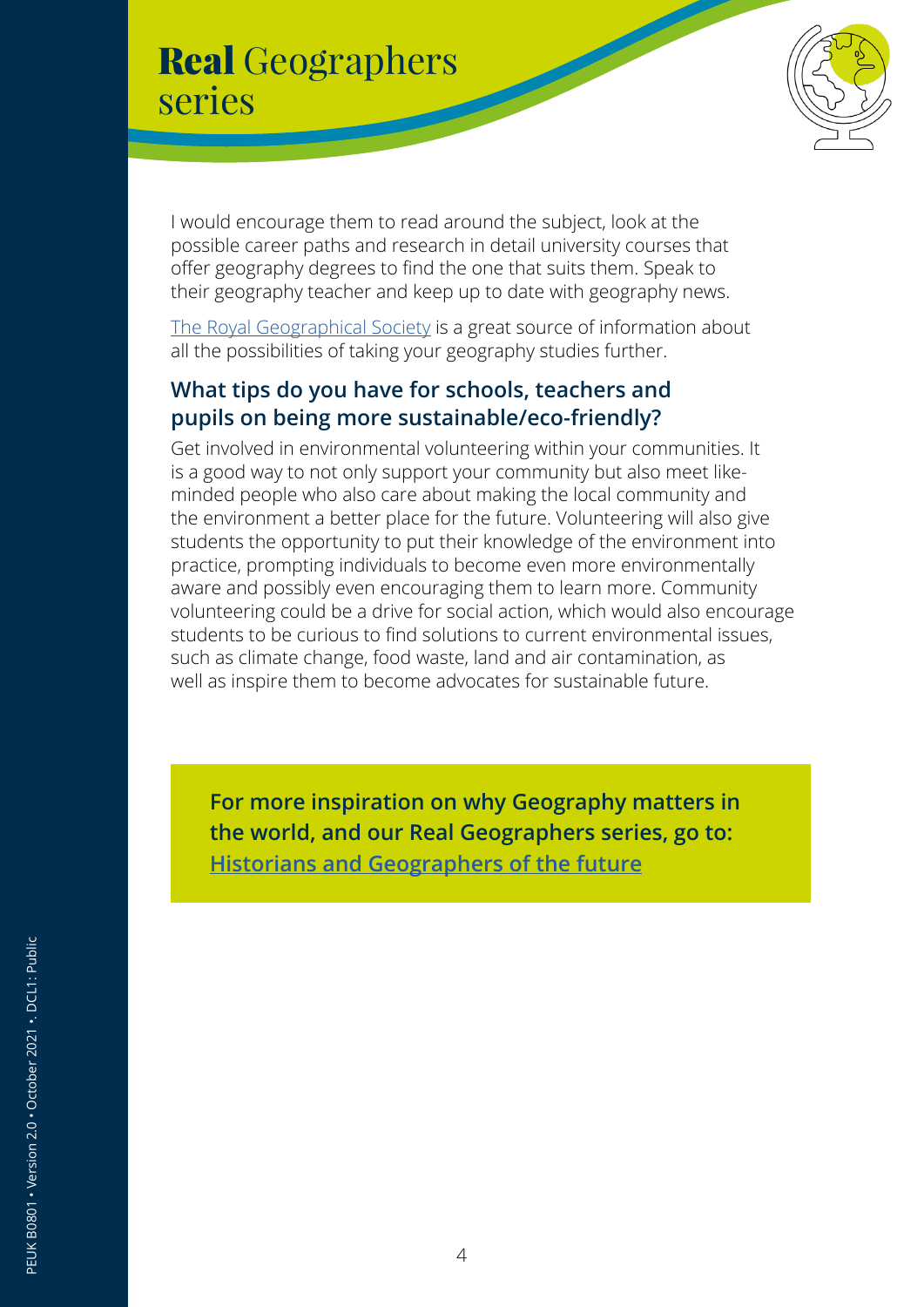I would encourage them to read around the subject, look at the possible career paths and research in detail university courses that offer geography degrees to find the one that suits them. Speak to their geography teacher and keep up to date with geography news.

The Royal Geographical Society is a great source of information about all the possibilities of taking your geography studies further.

## What tips do you have for schools, teachers and pupils on being more sustainable/eco-friendly?

Get involved in environmental volunteering within your communities. It is a good way to not only support your community but also meet like-minded people who also care about making the local community and the environment a better place for the future. Volunteering will also give students the opportunity to put their knowledge of the environment into practice, prompting individuals to become even more environmentally aware and possibly even encouraging them to learn more. Community volunteering could be a drive for social action, which would also encourage students to be curious to find solutions to current environmental issues, such as climate change, food waste, land and air contamination, as well as inspire them to become advocates for sustainable future.

**For more inspiration on why Geography matters in the world, and our Real Geographers series, go to: Historians and Geographers of the future**